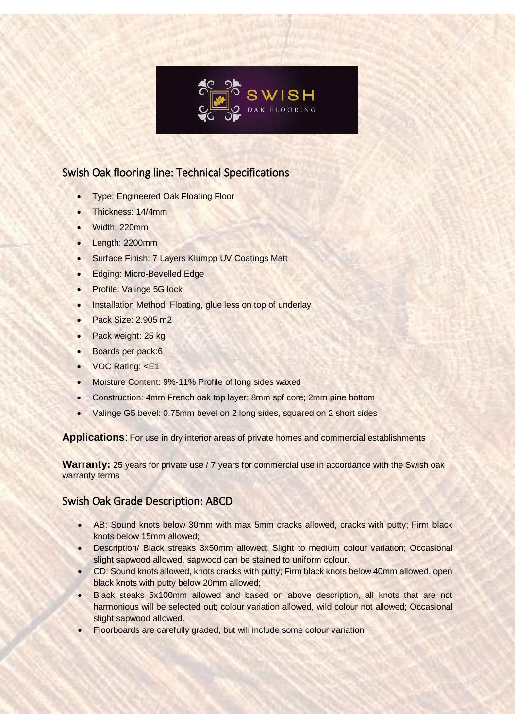SWISH
OAK FLOORING

## Swish Oak flooring line: Technical Specifications

- Type: Engineered Oak Floating Floor
- Thickness: 14/4mm
- Width: 220mm
- Length: 2200mm
- Surface Finish: 7 Layers Klumpp UV Coatings Matt
- Edging: Micro-Bevelled Edge
- Profile: Valinge 5G lock
- Installation Method: Floating, glue less on top of underlay
- Pack Size: 2.905 m2
- Pack weight: 25 kg
- Boards per pack:6
- VOC Rating: <E1
- Moisture Content: 9%-11% Profile of long sides waxed
- Construction: 4mm French oak top layer; 8mm spf core; 2mm pine bottom
- Valinge G5 bevel: 0.75mm bevel on 2 long sides, squared on 2 short sides

**Applications**: For use in dry interior areas of private homes and commercial establishments

**Warranty:** 25 years for private use / 7 years for commercial use in accordance with the Swish oak warranty terms

## Swish Oak Grade Description: ABCD

- AB: Sound knots below 30mm with max 5mm cracks allowed, cracks with putty; Firm black knots below 15mm allowed;
- Description/ Black streaks 3x50mm allowed; Slight to medium colour variation; Occasional slight sapwood allowed, sapwood can be stained to uniform colour.
- CD: Sound knots allowed, knots cracks with putty; Firm black knots below 40mm allowed, open black knots with putty below 20mm allowed;
- Black steaks 5x100mm allowed and based on above description, all knots that are not harmonious will be selected out; colour variation allowed, wild colour not allowed; Occasional slight sapwood allowed.
- Floorboards are carefully graded, but will include some colour variation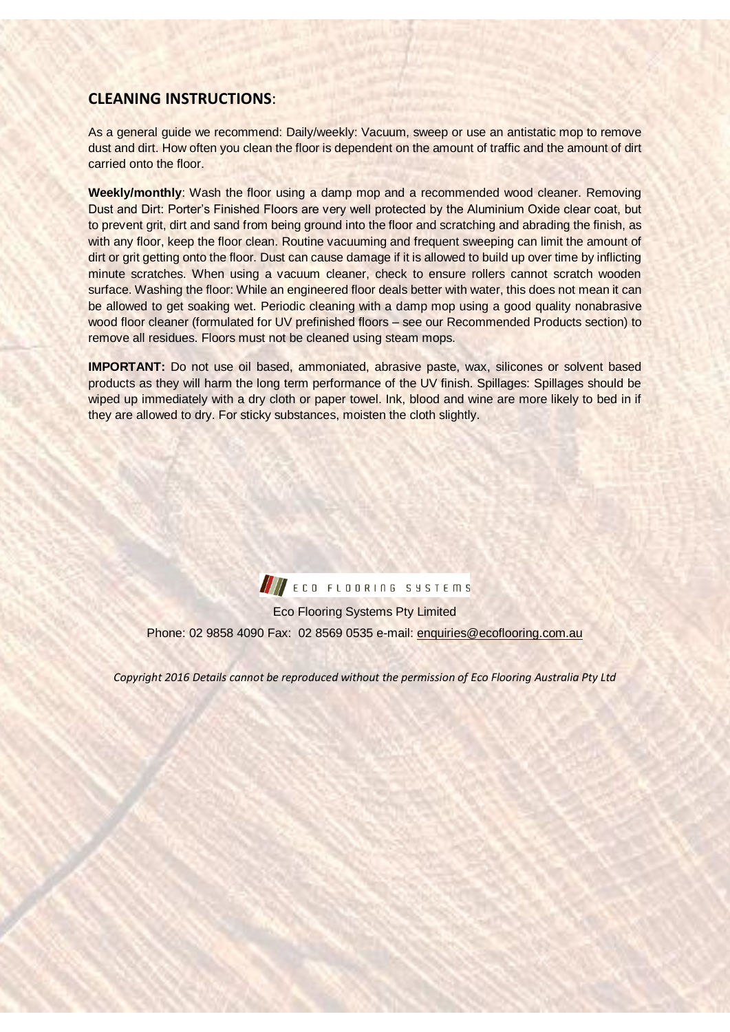## CLEANING INSTRUCTIONS:

As a general guide we recommend: Daily/weekly: Vacuum, sweep or use an antistatic mop to remove dust and dirt. How often you clean the floor is dependent on the amount of traffic and the amount of dirt carried onto the floor.

**Weekly/monthly**: Wash the floor using a damp mop and a recommended wood cleaner. Removing Dust and Dirt: Porter's Finished Floors are very well protected by the Aluminium Oxide clear coat, but to prevent grit, dirt and sand from being ground into the floor and scratching and abrading the finish, as with any floor, keep the floor clean. Routine vacuuming and frequent sweeping can limit the amount of dirt or grit getting onto the floor. Dust can cause damage if it is allowed to build up over time by inflicting minute scratches. When using a vacuum cleaner, check to ensure rollers cannot scratch wooden surface. Washing the floor: While an engineered floor deals better with water, this does not mean it can be allowed to get soaking wet. Periodic cleaning with a damp mop using a good quality nonabrasive wood floor cleaner (formulated for UV prefinished floors – see our Recommended Products section) to remove all residues. Floors must not be cleaned using steam mops.

**IMPORTANT:** Do not use oil based, ammoniated, abrasive paste, wax, silicones or solvent based products as they will harm the long term performance of the UV finish. Spillages: Spillages should be wiped up immediately with a dry cloth or paper towel. Ink, blood and wine are more likely to bed in if they are allowed to dry. For sticky substances, moisten the cloth slightly.

ECO FLOORING SYSTEMS

Eco Flooring Systems Pty Limited

Phone: 02 9858 4090 Fax: 02 8569 0535 e-mail: enquiries@ecoflooring.com.au

*Copyright 2016 Details cannot be reproduced without the permission of Eco Flooring Australia Pty Ltd*